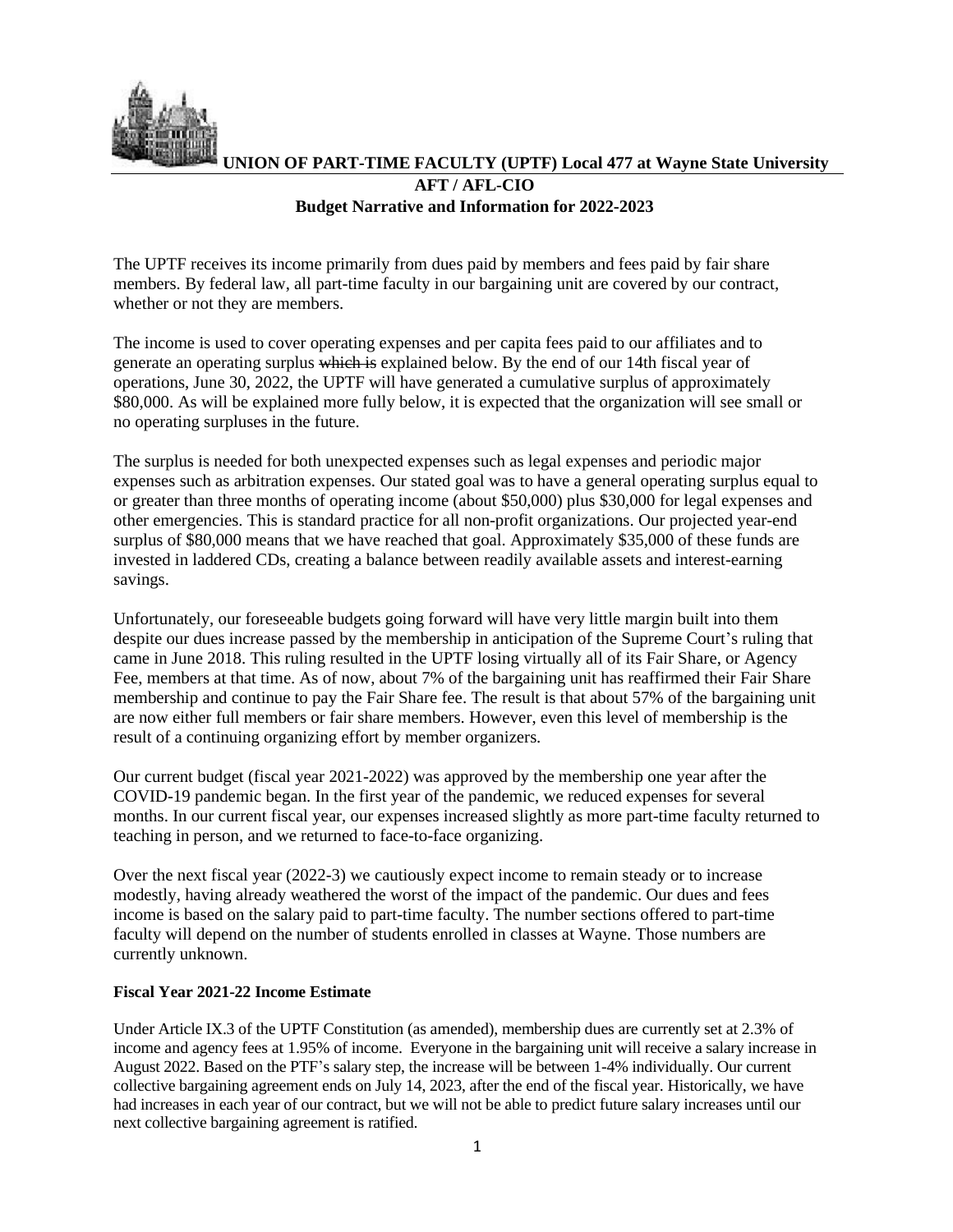**UNION OF PART-TIME FACULTY (UPTF) Local 477 at Wayne State University**

**AFT / AFL-CIO**

**Budget Narrative and Information for 2022-2023**

The UPTF receives its income primarily from dues paid by members and fees paid by fair share members. By federal law, all part-time faculty in our bargaining unit are covered by our contract, whether or not they are members.

The income is used to cover operating expenses and per capita fees paid to our affiliates and to generate an operating surplus ~~which is~~ explained below. By the end of our 14th fiscal year of operations, June 30, 2022, the UPTF will have generated a cumulative surplus of approximately $80,000. As will be explained more fully below, it is expected that the organization will see small or no operating surpluses in the future.

The surplus is needed for both unexpected expenses such as legal expenses and periodic major expenses such as arbitration expenses. Our stated goal was to have a general operating surplus equal to or greater than three months of operating income (about $50,000) plus $30,000 for legal expenses and other emergencies. This is standard practice for all non-profit organizations. Our projected year-end surplus of $80,000 means that we have reached that goal. Approximately $35,000 of these funds are invested in laddered CDs, creating a balance between readily available assets and interest-earning savings.

Unfortunately, our foreseeable budgets going forward will have very little margin built into them despite our dues increase passed by the membership in anticipation of the Supreme Court's ruling that came in June 2018. This ruling resulted in the UPTF losing virtually all of its Fair Share, or Agency Fee, members at that time. As of now, about 7% of the bargaining unit has reaffirmed their Fair Share membership and continue to pay the Fair Share fee. The result is that about 57% of the bargaining unit are now either full members or fair share members. However, even this level of membership is the result of a continuing organizing effort by member organizers.

Our current budget (fiscal year 2021-2022) was approved by the membership one year after the COVID-19 pandemic began. In the first year of the pandemic, we reduced expenses for several months. In our current fiscal year, our expenses increased slightly as more part-time faculty returned to teaching in person, and we returned to face-to-face organizing.

Over the next fiscal year (2022-3) we cautiously expect income to remain steady or to increase modestly, having already weathered the worst of the impact of the pandemic. Our dues and fees income is based on the salary paid to part-time faculty. The number sections offered to part-time faculty will depend on the number of students enrolled in classes at Wayne. Those numbers are currently unknown.

**Fiscal Year 2021-22 Income Estimate**

Under Article IX.3 of the UPTF Constitution (as amended), membership dues are currently set at 2.3% of income and agency fees at 1.95% of income. Everyone in the bargaining unit will receive a salary increase in August 2022. Based on the PTF's salary step, the increase will be between 1-4% individually. Our current collective bargaining agreement ends on July 14, 2023, after the end of the fiscal year. Historically, we have had increases in each year of our contract, but we will not be able to predict future salary increases until our next collective bargaining agreement is ratified.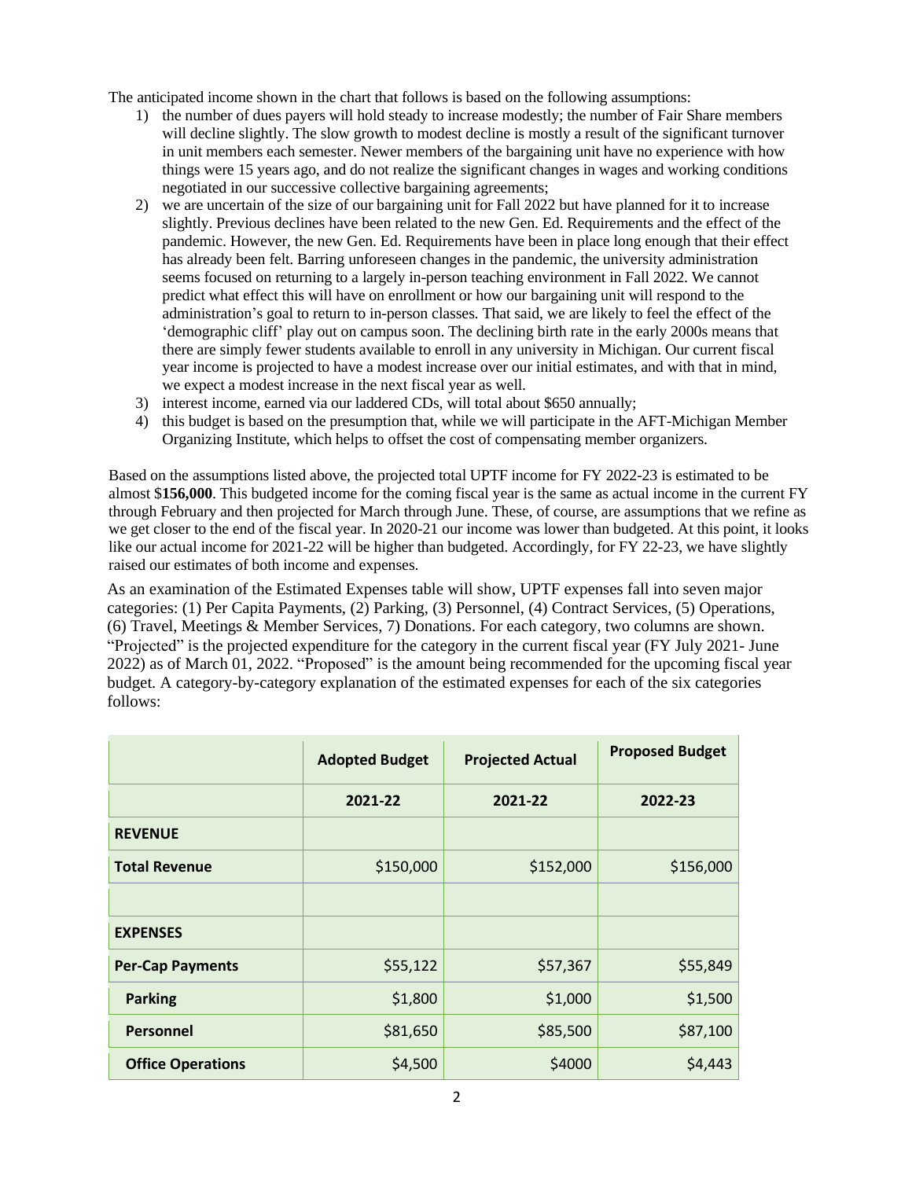The anticipated income shown in the chart that follows is based on the following assumptions:

1) the number of dues payers will hold steady to increase modestly; the number of Fair Share members will decline slightly. The slow growth to modest decline is mostly a result of the significant turnover in unit members each semester. Newer members of the bargaining unit have no experience with how things were 15 years ago, and do not realize the significant changes in wages and working conditions negotiated in our successive collective bargaining agreements;
2) we are uncertain of the size of our bargaining unit for Fall 2022 but have planned for it to increase slightly. Previous declines have been related to the new Gen. Ed. Requirements and the effect of the pandemic. However, the new Gen. Ed. Requirements have been in place long enough that their effect has already been felt. Barring unforeseen changes in the pandemic, the university administration seems focused on returning to a largely in-person teaching environment in Fall 2022. We cannot predict what effect this will have on enrollment or how our bargaining unit will respond to the administration's goal to return to in-person classes. That said, we are likely to feel the effect of the 'demographic cliff' play out on campus soon. The declining birth rate in the early 2000s means that there are simply fewer students available to enroll in any university in Michigan. Our current fiscal year income is projected to have a modest increase over our initial estimates, and with that in mind, we expect a modest increase in the next fiscal year as well.
3) interest income, earned via our laddered CDs, will total about $650 annually;
4) this budget is based on the presumption that, while we will participate in the AFT-Michigan Member Organizing Institute, which helps to offset the cost of compensating member organizers.

Based on the assumptions listed above, the projected total UPTF income for FY 2022-23 is estimated to be almost $**156,000**. This budgeted income for the coming fiscal year is the same as actual income in the current FY through February and then projected for March through June. These, of course, are assumptions that we refine as we get closer to the end of the fiscal year. In 2020-21 our income was lower than budgeted. At this point, it looks like our actual income for 2021-22 will be higher than budgeted. Accordingly, for FY 22-23, we have slightly raised our estimates of both income and expenses.

As an examination of the Estimated Expenses table will show, UPTF expenses fall into seven major categories: (1) Per Capita Payments, (2) Parking, (3) Personnel, (4) Contract Services, (5) Operations, (6) Travel, Meetings & Member Services, 7) Donations. For each category, two columns are shown. "Projected" is the projected expenditure for the category in the current fiscal year (FY July 2021- June 2022) as of March 01, 2022. "Proposed" is the amount being recommended for the upcoming fiscal year budget. A category-by-category explanation of the estimated expenses for each of the six categories follows:

| | Adopted Budget | Projected Actual | Proposed Budget |
|---|---|---|---|
| | **2021-22** | **2021-22** | **2022-23** |
| **REVENUE** | | | |
| **Total Revenue** | $150,000 | $152,000 | $156,000 |
| | | | |
| **EXPENSES** | | | |
| **Per-Cap Payments** | $55,122 | $57,367 | $55,849 |
| **Parking** | $1,800 | $1,000 | $1,500 |
| **Personnel** | $81,650 | $85,500 | $87,100 |
| **Office Operations** | $4,500 | $4000 | $4,443 |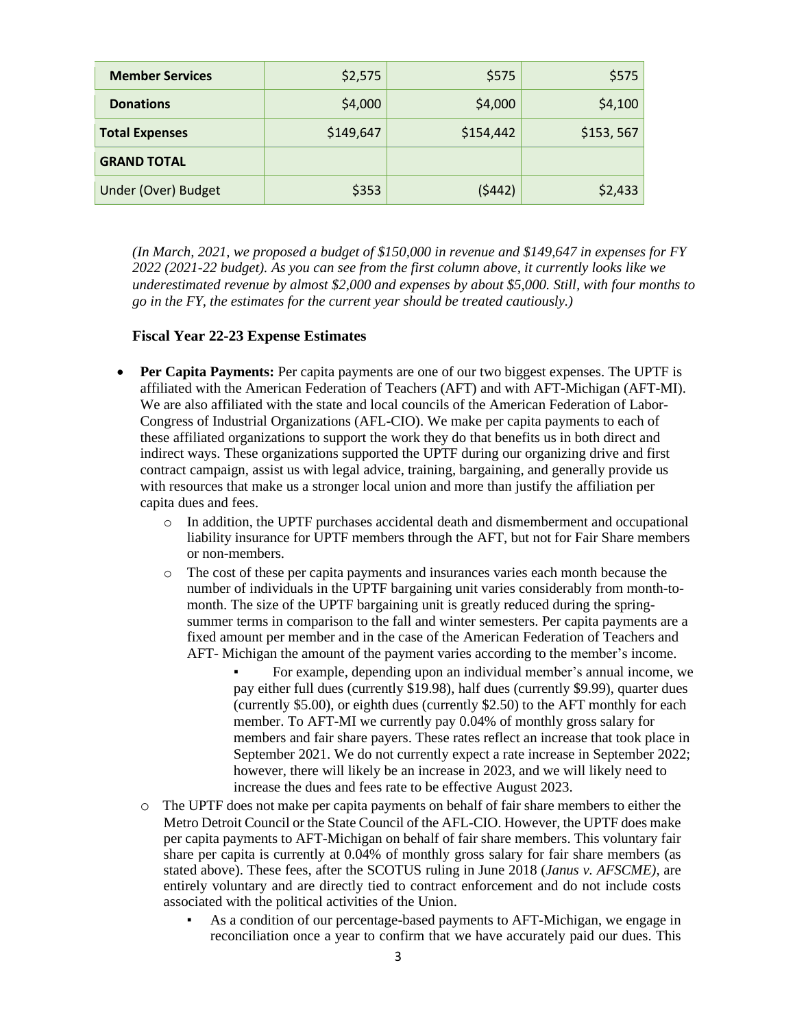| | | | |
|---|---|---|---|
| **Member Services** | $2,575 | $575 | $575 |
| **Donations** | $4,000 | $4,000 | $4,100 |
| **Total Expenses** | $149,647 | $154,442 | $153, 567 |
| **GRAND TOTAL** | | | |
| Under (Over) Budget | $353 | ($442) | $2,433 |

*(In March, 2021, we proposed a budget of $150,000 in revenue and $149,647 in expenses for FY 2022 (2021-22 budget). As you can see from the first column above, it currently looks like we underestimated revenue by almost $2,000 and expenses by about $5,000. Still, with four months to go in the FY, the estimates for the current year should be treated cautiously.)*

### Fiscal Year 22-23 Expense Estimates

- **Per Capita Payments:** Per capita payments are one of our two biggest expenses. The UPTF is affiliated with the American Federation of Teachers (AFT) and with AFT-Michigan (AFT-MI). We are also affiliated with the state and local councils of the American Federation of Labor-Congress of Industrial Organizations (AFL-CIO). We make per capita payments to each of these affiliated organizations to support the work they do that benefits us in both direct and indirect ways. These organizations supported the UPTF during our organizing drive and first contract campaign, assist us with legal advice, training, bargaining, and generally provide us with resources that make us a stronger local union and more than justify the affiliation per capita dues and fees.
  - In addition, the UPTF purchases accidental death and dismemberment and occupational liability insurance for UPTF members through the AFT, but not for Fair Share members or non-members.
  - The cost of these per capita payments and insurances varies each month because the number of individuals in the UPTF bargaining unit varies considerably from month-to-month. The size of the UPTF bargaining unit is greatly reduced during the spring-summer terms in comparison to the fall and winter semesters. Per capita payments are a fixed amount per member and in the case of the American Federation of Teachers and AFT- Michigan the amount of the payment varies according to the member's income.
    - For example, depending upon an individual member's annual income, we pay either full dues (currently $19.98), half dues (currently $9.99), quarter dues (currently $5.00), or eighth dues (currently $2.50) to the AFT monthly for each member. To AFT-MI we currently pay 0.04% of monthly gross salary for members and fair share payers. These rates reflect an increase that took place in September 2021. We do not currently expect a rate increase in September 2022; however, there will likely be an increase in 2023, and we will likely need to increase the dues and fees rate to be effective August 2023.
  - The UPTF does not make per capita payments on behalf of fair share members to either the Metro Detroit Council or the State Council of the AFL-CIO. However, the UPTF does make per capita payments to AFT-Michigan on behalf of fair share members. This voluntary fair share per capita is currently at 0.04% of monthly gross salary for fair share members (as stated above). These fees, after the SCOTUS ruling in June 2018 (*Janus v. AFSCME),* are entirely voluntary and are directly tied to contract enforcement and do not include costs associated with the political activities of the Union.
    - As a condition of our percentage-based payments to AFT-Michigan, we engage in reconciliation once a year to confirm that we have accurately paid our dues. This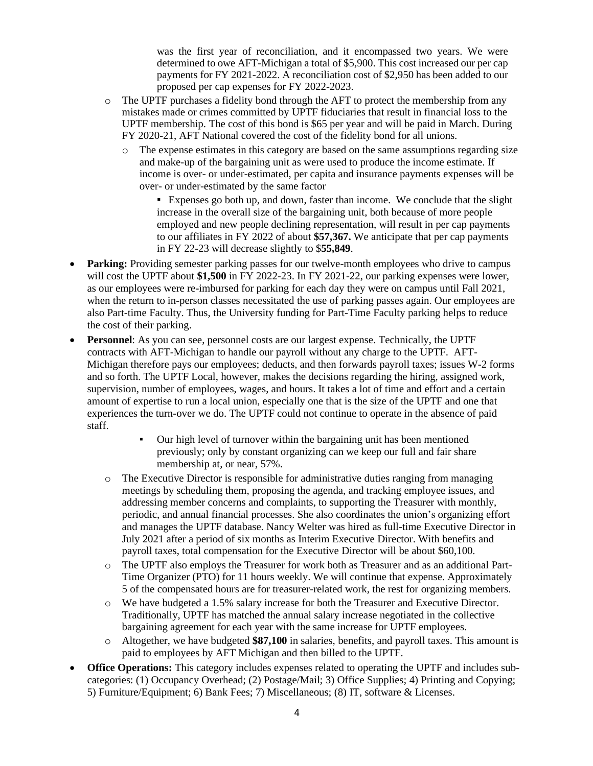was the first year of reconciliation, and it encompassed two years. We were determined to owe AFT-Michigan a total of $5,900. This cost increased our per cap payments for FY 2021-2022. A reconciliation cost of $2,950 has been added to our proposed per cap expenses for FY 2022-2023.

- The UPTF purchases a fidelity bond through the AFT to protect the membership from any mistakes made or crimes committed by UPTF fiduciaries that result in financial loss to the UPTF membership. The cost of this bond is $65 per year and will be paid in March. During FY 2020-21, AFT National covered the cost of the fidelity bond for all unions.
    - The expense estimates in this category are based on the same assumptions regarding size and make-up of the bargaining unit as were used to produce the income estimate. If income is over- or under-estimated, per capita and insurance payments expenses will be over- or under-estimated by the same factor
        - Expenses go both up, and down, faster than income. We conclude that the slight increase in the overall size of the bargaining unit, both because of more people employed and new people declining representation, will result in per cap payments to our affiliates in FY 2022 of about **$57,367.** We anticipate that per cap payments in FY 22-23 will decrease slightly to $**55,849**.

- **Parking:** Providing semester parking passes for our twelve-month employees who drive to campus will cost the UPTF about **$1,500** in FY 2022-23. In FY 2021-22, our parking expenses were lower, as our employees were re-imbursed for parking for each day they were on campus until Fall 2021, when the return to in-person classes necessitated the use of parking passes again. Our employees are also Part-time Faculty. Thus, the University funding for Part-Time Faculty parking helps to reduce the cost of their parking.
- **Personnel**: As you can see, personnel costs are our largest expense. Technically, the UPTF contracts with AFT-Michigan to handle our payroll without any charge to the UPTF. AFT-Michigan therefore pays our employees; deducts, and then forwards payroll taxes; issues W-2 forms and so forth. The UPTF Local, however, makes the decisions regarding the hiring, assigned work, supervision, number of employees, wages, and hours. It takes a lot of time and effort and a certain amount of expertise to run a local union, especially one that is the size of the UPTF and one that experiences the turn-over we do. The UPTF could not continue to operate in the absence of paid staff.
    - Our high level of turnover within the bargaining unit has been mentioned previously; only by constant organizing can we keep our full and fair share membership at, or near, 57%.
    - The Executive Director is responsible for administrative duties ranging from managing meetings by scheduling them, proposing the agenda, and tracking employee issues, and addressing member concerns and complaints, to supporting the Treasurer with monthly, periodic, and annual financial processes. She also coordinates the union's organizing effort and manages the UPTF database. Nancy Welter was hired as full-time Executive Director in July 2021 after a period of six months as Interim Executive Director. With benefits and payroll taxes, total compensation for the Executive Director will be about $60,100.
    - The UPTF also employs the Treasurer for work both as Treasurer and as an additional Part-Time Organizer (PTO) for 11 hours weekly. We will continue that expense. Approximately 5 of the compensated hours are for treasurer-related work, the rest for organizing members.
    - We have budgeted a 1.5% salary increase for both the Treasurer and Executive Director. Traditionally, UPTF has matched the annual salary increase negotiated in the collective bargaining agreement for each year with the same increase for UPTF employees.
    - Altogether, we have budgeted **$87,100** in salaries, benefits, and payroll taxes. This amount is paid to employees by AFT Michigan and then billed to the UPTF.
- **Office Operations:** This category includes expenses related to operating the UPTF and includes sub-categories: (1) Occupancy Overhead; (2) Postage/Mail; 3) Office Supplies; 4) Printing and Copying; 5) Furniture/Equipment; 6) Bank Fees; 7) Miscellaneous; (8) IT, software & Licenses.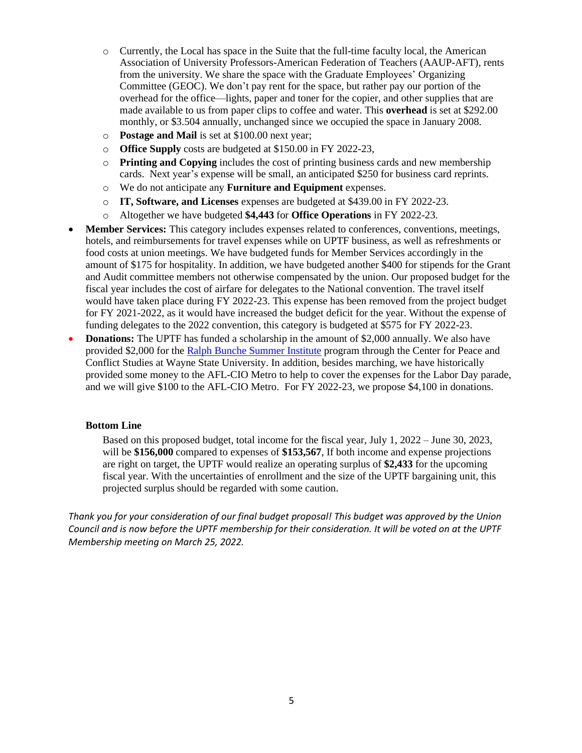- Currently, the Local has space in the Suite that the full-time faculty local, the American Association of University Professors-American Federation of Teachers (AAUP-AFT), rents from the university. We share the space with the Graduate Employees' Organizing Committee (GEOC). We don't pay rent for the space, but rather pay our portion of the overhead for the office—lights, paper and toner for the copier, and other supplies that are made available to us from paper clips to coffee and water. This **overhead** is set at $292.00 monthly, or $3.504 annually, unchanged since we occupied the space in January 2008.
  - **Postage and Mail** is set at $100.00 next year;
  - **Office Supply** costs are budgeted at $150.00 in FY 2022-23,
  - **Printing and Copying** includes the cost of printing business cards and new membership cards. Next year's expense will be small, an anticipated $250 for business card reprints.
  - We do not anticipate any **Furniture and Equipment** expenses.
  - **IT, Software, and Licenses** expenses are budgeted at $439.00 in FY 2022-23.
  - Altogether we have budgeted **$4,443** for **Office Operations** in FY 2022-23.
- **Member Services:** This category includes expenses related to conferences, conventions, meetings, hotels, and reimbursements for travel expenses while on UPTF business, as well as refreshments or food costs at union meetings. We have budgeted funds for Member Services accordingly in the amount of $175 for hospitality. In addition, we have budgeted another $400 for stipends for the Grant and Audit committee members not otherwise compensated by the union. Our proposed budget for the fiscal year includes the cost of airfare for delegates to the National convention. The travel itself would have taken place during FY 2022-23. This expense has been removed from the project budget for FY 2021-2022, as it would have increased the budget deficit for the year. Without the expense of funding delegates to the 2022 convention, this category is budgeted at $575 for FY 2022-23.
- **Donations:** The UPTF has funded a scholarship in the amount of $2,000 annually. We also have provided $2,000 for the Ralph Bunche Summer Institute program through the Center for Peace and Conflict Studies at Wayne State University. In addition, besides marching, we have historically provided some money to the AFL-CIO Metro to help to cover the expenses for the Labor Day parade, and we will give $100 to the AFL-CIO Metro. For FY 2022-23, we propose $4,100 in donations.

**Bottom Line**

Based on this proposed budget, total income for the fiscal year, July 1, 2022 – June 30, 2023, will be **$156,000** compared to expenses of **$153,567**, If both income and expense projections are right on target, the UPTF would realize an operating surplus of **$2,433** for the upcoming fiscal year. With the uncertainties of enrollment and the size of the UPTF bargaining unit, this projected surplus should be regarded with some caution.

*Thank you for your consideration of our final budget proposal! This budget was approved by the Union Council and is now before the UPTF membership for their consideration. It will be voted on at the UPTF Membership meeting on March 25, 2022.*